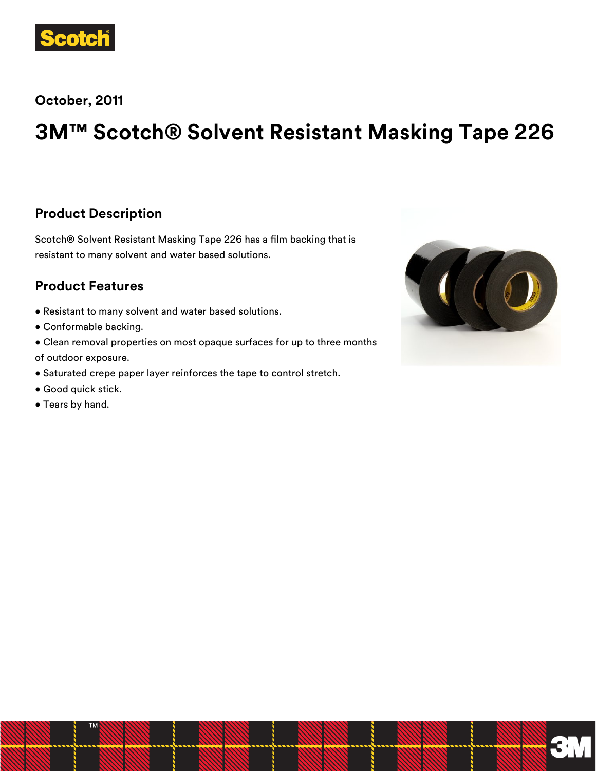October, 2011

# 3M™ Scotch® Solvent Resistant Masking Tape 226

## Product Description

Scotch® Solvent Resistant Masking Tape 226 has a film backing that is resistant to many solvent and water based solutions.

## Product Features

- Resistant to many solvent and water based solutions.
- Conformable backing.
- Clean removal properties on most opaque surfaces for up to three months of outdoor exposure.
- Saturated crepe paper layer reinforces the tape to control stretch.
- Good quick stick.
- Tears by hand.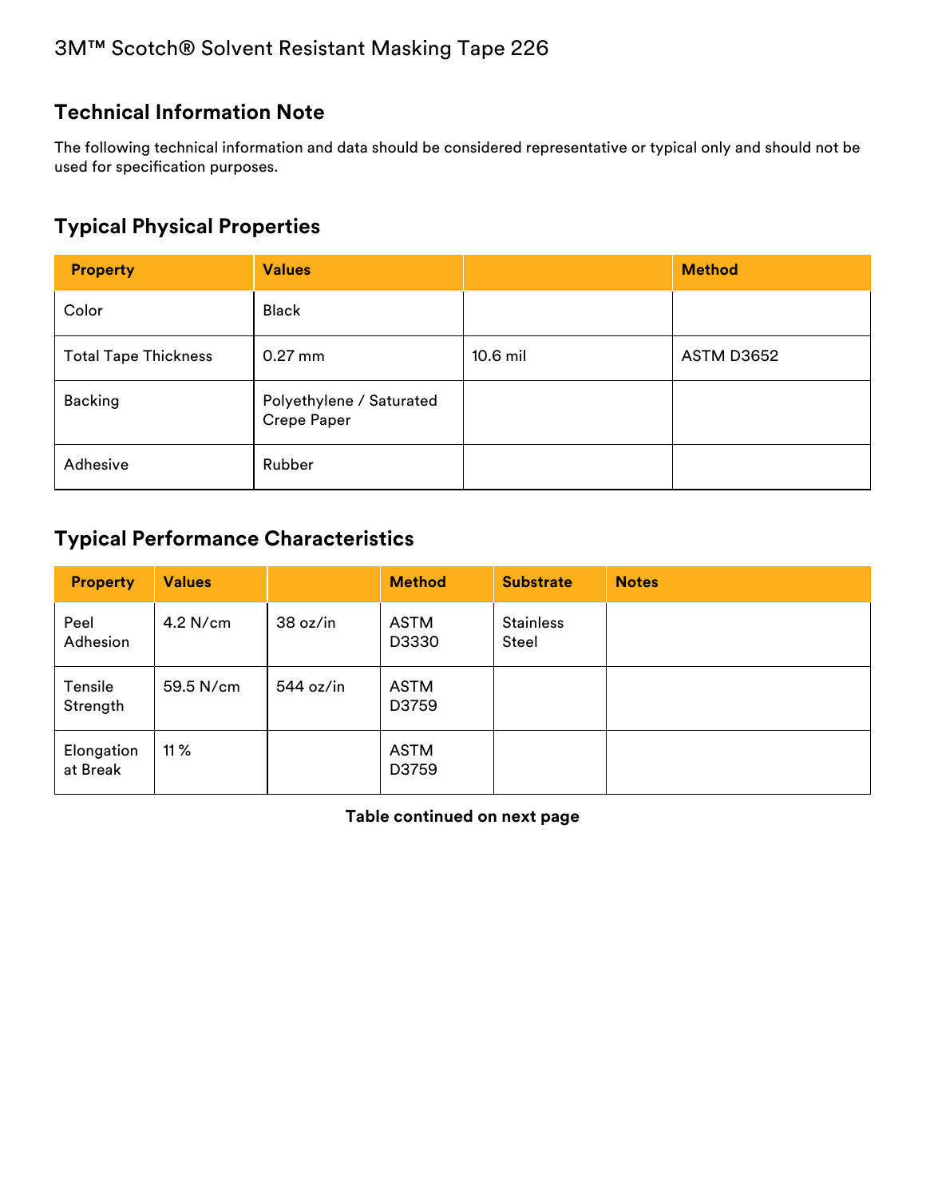# 3M™ Scotch® Solvent Resistant Masking Tape 226

## Technical Information Note

The following technical information and data should be considered representative or typical only and should not be used for specification purposes.

## Typical Physical Properties

| Property | Values | | Method |
| --- | --- | --- | --- |
| Color | Black | | |
| Total Tape Thickness | 0.27 mm | 10.6 mil | ASTM D3652 |
| Backing | Polyethylene / Saturated Crepe Paper | | |
| Adhesive | Rubber | | |

## Typical Performance Characteristics

| Property | Values | | Method | Substrate | Notes |
| --- | --- | --- | --- | --- | --- |
| Peel Adhesion | 4.2 N/cm | 38 oz/in | ASTM D3330 | Stainless Steel | |
| Tensile Strength | 59.5 N/cm | 544 oz/in | ASTM D3759 | | |
| Elongation at Break | 11 % | | ASTM D3759 | | |

**Table continued on next page**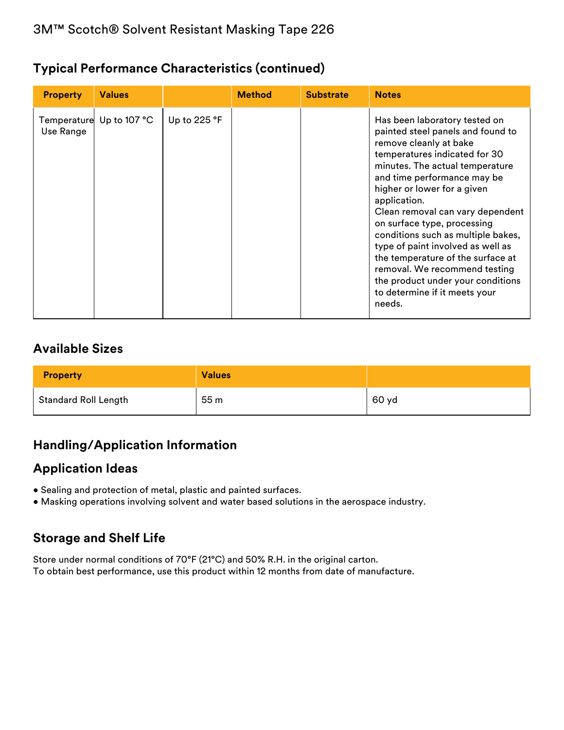## Typical Performance Characteristics (continued)

| Property | Values | | Method | Substrate | Notes |
|---|---|---|---|---|---|
| Temperature Use Range | Up to 107 °C | Up to 225 °F | | | Has been laboratory tested on painted steel panels and found to remove cleanly at bake temperatures indicated for 30 minutes. The actual temperature and time performance may be higher or lower for a given application. Clean removal can vary dependent on surface type, processing conditions such as multiple bakes, type of paint involved as well as the temperature of the surface at removal. We recommend testing the product under your conditions to determine if it meets your needs. |

## Available Sizes

| Property | Values | |
|---|---|---|
| Standard Roll Length | 55 m | 60 yd |

## Handling/Application Information

## Application Ideas

- Sealing and protection of metal, plastic and painted surfaces.
- Masking operations involving solvent and water based solutions in the aerospace industry.

## Storage and Shelf Life

Store under normal conditions of 70°F (21°C) and 50% R.H. in the original carton.
To obtain best performance, use this product within 12 months from date of manufacture.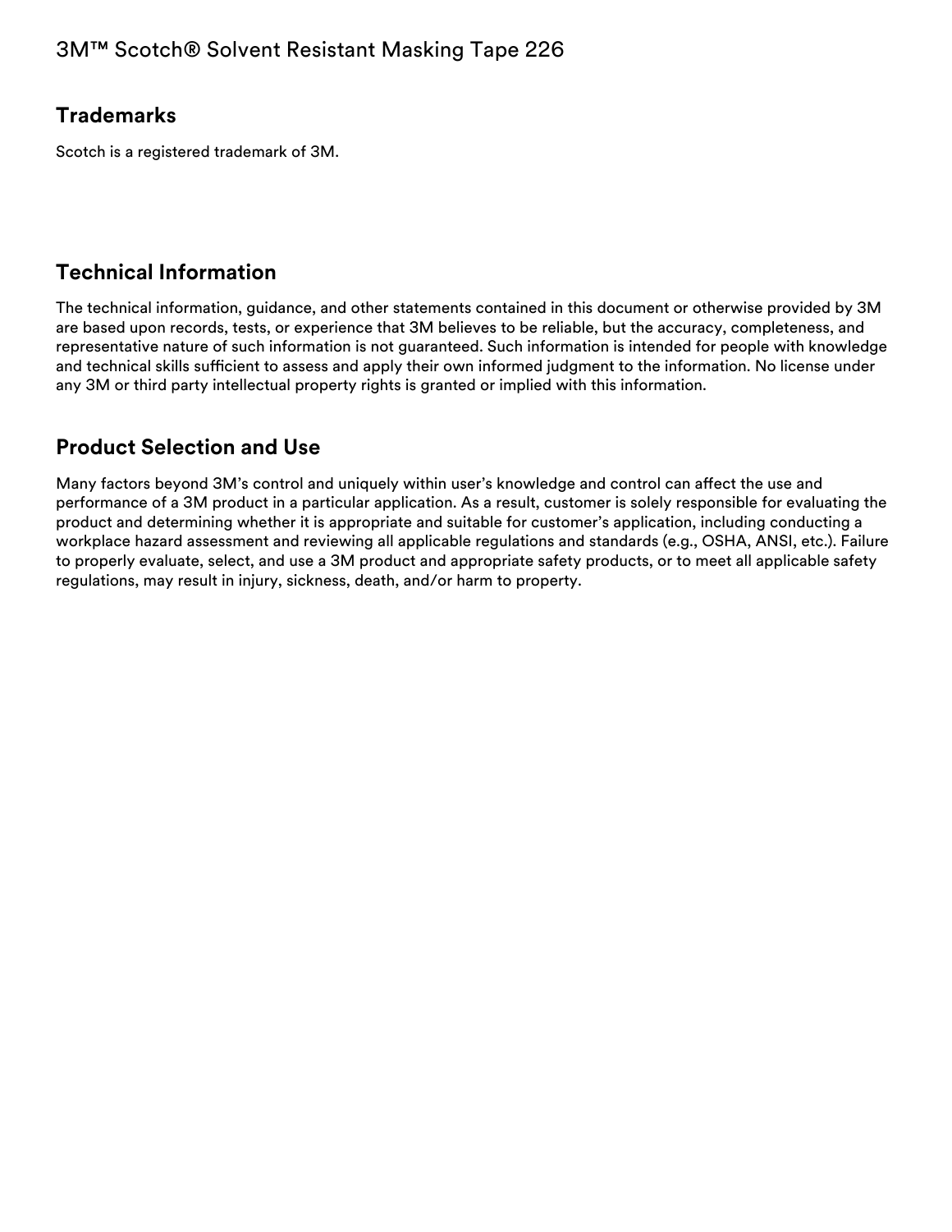## Trademarks

Scotch is a registered trademark of 3M.

## Technical Information

The technical information, guidance, and other statements contained in this document or otherwise provided by 3M are based upon records, tests, or experience that 3M believes to be reliable, but the accuracy, completeness, and representative nature of such information is not guaranteed. Such information is intended for people with knowledge and technical skills sufficient to assess and apply their own informed judgment to the information. No license under any 3M or third party intellectual property rights is granted or implied with this information.

## Product Selection and Use

Many factors beyond 3M's control and uniquely within user's knowledge and control can affect the use and performance of a 3M product in a particular application. As a result, customer is solely responsible for evaluating the product and determining whether it is appropriate and suitable for customer's application, including conducting a workplace hazard assessment and reviewing all applicable regulations and standards (e.g., OSHA, ANSI, etc.). Failure to properly evaluate, select, and use a 3M product and appropriate safety products, or to meet all applicable safety regulations, may result in injury, sickness, death, and/or harm to property.